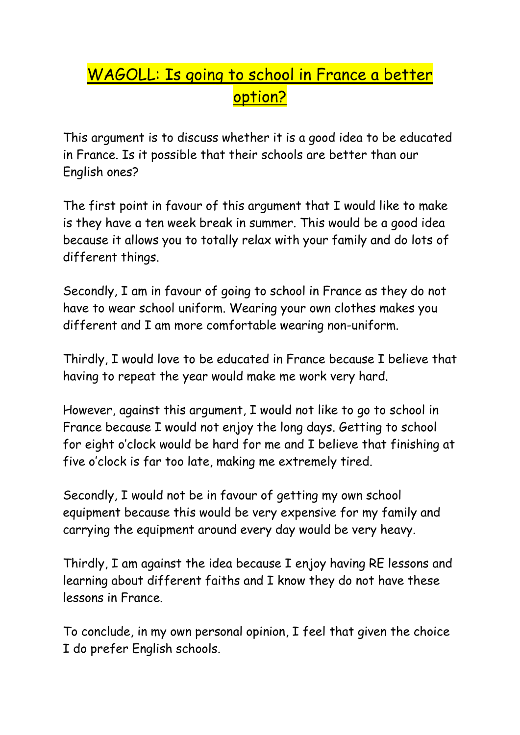# WAGOLL: Is going to school in France a better option?

This argument is to discuss whether it is a good idea to be educated in France. Is it possible that their schools are better than our English ones?

The first point in favour of this argument that I would like to make is they have a ten week break in summer. This would be a good idea because it allows you to totally relax with your family and do lots of different things.

Secondly, I am in favour of going to school in France as they do not have to wear school uniform. Wearing your own clothes makes you different and I am more comfortable wearing non-uniform.

Thirdly, I would love to be educated in France because I believe that having to repeat the year would make me work very hard.

However, against this argument, I would not like to go to school in France because I would not enjoy the long days. Getting to school for eight o'clock would be hard for me and I believe that finishing at five o'clock is far too late, making me extremely tired.

Secondly, I would not be in favour of getting my own school equipment because this would be very expensive for my family and carrying the equipment around every day would be very heavy.

Thirdly, I am against the idea because I enjoy having RE lessons and learning about different faiths and I know they do not have these lessons in France.

To conclude, in my own personal opinion, I feel that given the choice I do prefer English schools.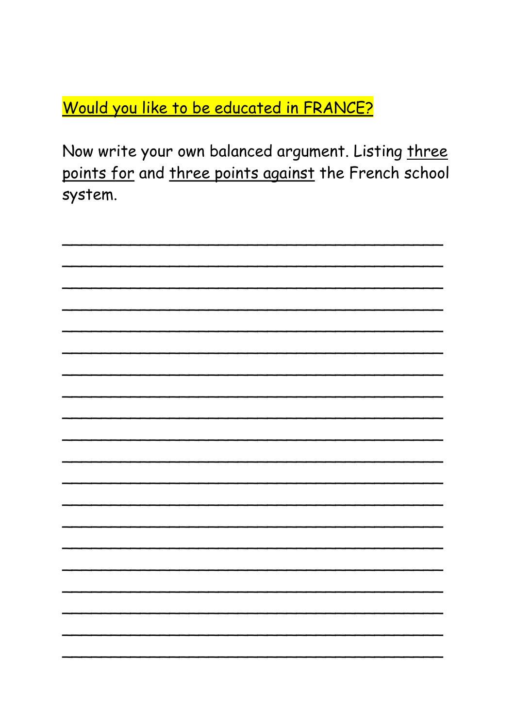## Would you like to be educated in FRANCE?

Now write your own balanced argument. Listing three points for and three points against the French school system.

\_\_\_\_\_\_\_\_\_\_\_\_\_\_\_\_\_\_\_\_\_\_\_\_\_\_\_\_\_\_\_\_\_\_\_\_\_\_\_\_

\_\_\_\_\_\_\_\_\_\_\_\_\_\_\_\_\_\_\_\_\_\_\_\_\_\_\_\_\_\_\_\_\_\_\_\_\_\_\_\_

\_\_\_\_\_\_\_\_\_\_\_\_\_\_\_\_\_\_\_\_\_\_\_\_\_\_\_\_\_\_\_\_\_\_\_\_\_\_\_\_

\_\_\_\_\_\_\_\_\_\_\_\_\_\_\_\_\_\_\_\_\_\_\_\_\_\_\_\_\_\_\_\_\_\_\_\_\_\_\_\_

\_\_\_\_\_\_\_\_\_\_\_\_\_\_\_\_\_\_\_\_\_\_\_\_\_\_\_\_\_\_\_\_\_\_\_\_\_\_\_\_

\_\_\_\_\_\_\_\_\_\_\_\_\_\_\_\_\_\_\_\_\_\_\_\_\_\_\_\_\_\_\_\_\_\_\_\_\_\_\_\_

\_\_\_\_\_\_\_\_\_\_\_\_\_\_\_\_\_\_\_\_\_\_\_\_\_\_\_\_\_\_\_\_\_\_\_\_\_\_\_\_

\_\_\_\_\_\_\_\_\_\_\_\_\_\_\_\_\_\_\_\_\_\_\_\_\_\_\_\_\_\_\_\_\_\_\_\_\_\_\_\_

\_\_\_\_\_\_\_\_\_\_\_\_\_\_\_\_\_\_\_\_\_\_\_\_\_\_\_\_\_\_\_\_\_\_\_\_\_\_\_\_

\_\_\_\_\_\_\_\_\_\_\_\_\_\_\_\_\_\_\_\_\_\_\_\_\_\_\_\_\_\_\_\_\_\_\_\_\_\_\_\_

\_\_\_\_\_\_\_\_\_\_\_\_\_\_\_\_\_\_\_\_\_\_\_\_\_\_\_\_\_\_\_\_\_\_\_\_\_\_\_\_

\_\_\_\_\_\_\_\_\_\_\_\_\_\_\_\_\_\_\_\_\_\_\_\_\_\_\_\_\_\_\_\_\_\_\_\_\_\_\_\_

\_\_\_\_\_\_\_\_\_\_\_\_\_\_\_\_\_\_\_\_\_\_\_\_\_\_\_\_\_\_\_\_\_\_\_\_\_\_\_\_

\_\_\_\_\_\_\_\_\_\_\_\_\_\_\_\_\_\_\_\_\_\_\_\_\_\_\_\_\_\_\_\_\_\_\_\_\_\_\_\_

\_\_\_\_\_\_\_\_\_\_\_\_\_\_\_\_\_\_\_\_\_\_\_\_\_\_\_\_\_\_\_\_\_\_\_\_\_\_\_\_

\_\_\_\_\_\_\_\_\_\_\_\_\_\_\_\_\_\_\_\_\_\_\_\_\_\_\_\_\_\_\_\_\_\_\_\_\_\_\_\_

\_\_\_\_\_\_\_\_\_\_\_\_\_\_\_\_\_\_\_\_\_\_\_\_\_\_\_\_\_\_\_\_\_\_\_\_\_\_\_\_

\_\_\_\_\_\_\_\_\_\_\_\_\_\_\_\_\_\_\_\_\_\_\_\_\_\_\_\_\_\_\_\_\_\_\_\_\_\_\_\_

\_\_\_\_\_\_\_\_\_\_\_\_\_\_\_\_\_\_\_\_\_\_\_\_\_\_\_\_\_\_\_\_\_\_\_\_\_\_\_\_

\_\_\_\_\_\_\_\_\_\_\_\_\_\_\_\_\_\_\_\_\_\_\_\_\_\_\_\_\_\_\_\_\_\_\_\_\_\_\_\_